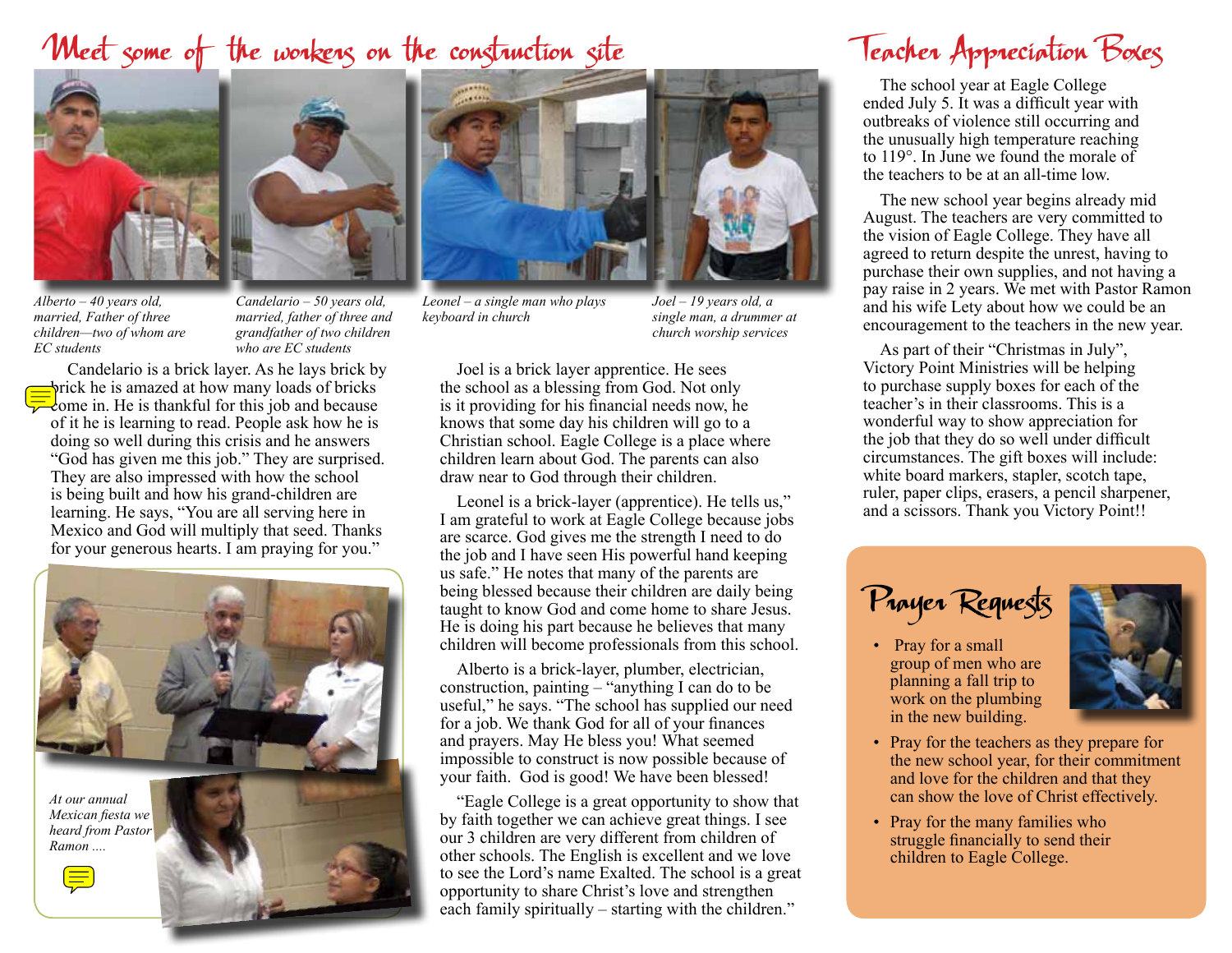# Meet some of the workers on the construction site

*Alberto – 40 years old, married, Father of three children—two of whom are EC students*

*Candelario – 50 years old, married, father of three and grandfather of two children who are EC students*

*Leonel – a single man who plays keyboard in church*

*Joel – 19 years old, a single man, a drummer at church worship services*

Candelario is a brick layer. As he lays brick by brick he is amazed at how many loads of bricks come in. He is thankful for this job and because of it he is learning to read. People ask how he is doing so well during this crisis and he answers "God has given me this job." They are surprised. They are also impressed with how the school is being built and how his grand-children are learning. He says, "You are all serving here in Mexico and God will multiply that seed. Thanks for your generous hearts. I am praying for you."

*At our annual Mexican fiesta we heard from Pastor Ramon ....*

Joel is a brick layer apprentice. He sees the school as a blessing from God. Not only is it providing for his financial needs now, he knows that some day his children will go to a Christian school. Eagle College is a place where children learn about God. The parents can also draw near to God through their children.

Leonel is a brick-layer (apprentice). He tells us," I am grateful to work at Eagle College because jobs are scarce. God gives me the strength I need to do the job and I have seen His powerful hand keeping us safe." He notes that many of the parents are being blessed because their children are daily being taught to know God and come home to share Jesus. He is doing his part because he believes that many children will become professionals from this school.

Alberto is a brick-layer, plumber, electrician, construction, painting – "anything I can do to be useful," he says. "The school has supplied our need for a job. We thank God for all of your finances and prayers. May He bless you! What seemed impossible to construct is now possible because of your faith. God is good! We have been blessed!

"Eagle College is a great opportunity to show that by faith together we can achieve great things. I see our 3 children are very different from children of other schools. The English is excellent and we love to see the Lord's name Exalted. The school is a great opportunity to share Christ's love and strengthen each family spiritually – starting with the children."

# Teacher Appreciation Boxes

The school year at Eagle College ended July 5. It was a difficult year with outbreaks of violence still occurring and the unusually high temperature reaching to 119°. In June we found the morale of the teachers to be at an all-time low.

The new school year begins already mid August. The teachers are very committed to the vision of Eagle College. They have all agreed to return despite the unrest, having to purchase their own supplies, and not having a pay raise in 2 years. We met with Pastor Ramon and his wife Lety about how we could be an encouragement to the teachers in the new year.

As part of their "Christmas in July", Victory Point Ministries will be helping to purchase supply boxes for each of the teacher's in their classrooms. This is a wonderful way to show appreciation for the job that they do so well under difficult circumstances. The gift boxes will include: white board markers, stapler, scotch tape, ruler, paper clips, erasers, a pencil sharpener, and a scissors. Thank you Victory Point!!

## Prayer Requests

- Pray for a small group of men who are planning a fall trip to work on the plumbing in the new building.
- Pray for the teachers as they prepare for the new school year, for their commitment and love for the children and that they can show the love of Christ effectively.
- Pray for the many families who struggle financially to send their children to Eagle College.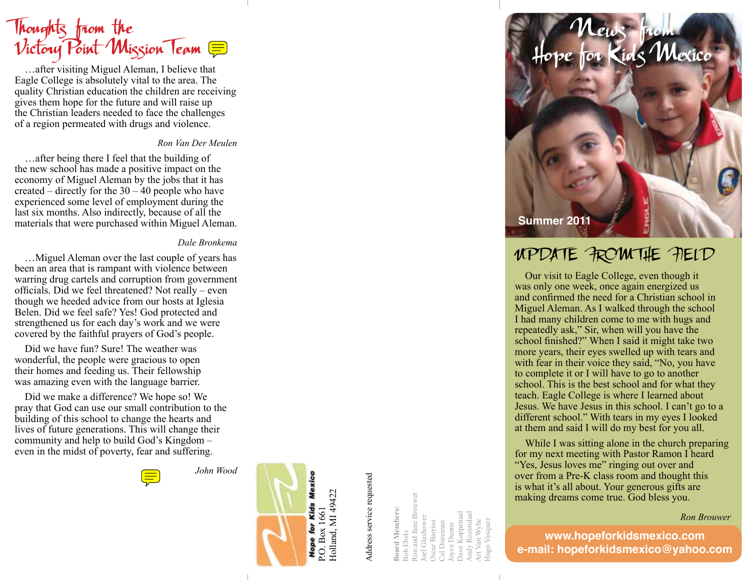# Thoughts from the Victory Point Mission Team

…after visiting Miguel Aleman, I believe that Eagle College is absolutely vital to the area. The quality Christian education the children are receiving gives them hope for the future and will raise up the Christian leaders needed to face the challenges of a region permeated with drugs and violence.

*Ron Van Der Meulen*

…after being there I feel that the building of the new school has made a positive impact on the economy of Miguel Aleman by the jobs that it has created – directly for the 30 – 40 people who have experienced some level of employment during the last six months. Also indirectly, because of all the materials that were purchased within Miguel Aleman.

*Dale Bronkema*

…Miguel Aleman over the last couple of years has been an area that is rampant with violence between warring drug cartels and corruption from government officials. Did we feel threatened? Not really – even though we heeded advice from our hosts at Iglesia Belen. Did we feel safe? Yes! God protected and strengthened us for each day's work and we were covered by the faithful prayers of God's people.

Did we have fun? Sure! The weather was wonderful, the people were gracious to open their homes and feeding us. Their fellowship was amazing even with the language barrier.

Did we make a difference? We hope so! We pray that God can use our small contribution to the building of this school to change the hearts and lives of future generations. This will change their community and help to build God's Kingdom – even in the midst of poverty, fear and suffering.

*John Wood*

**Hope for Kids Mexico**
P.O. Box 1661
Holland, MI 49422

Address service requested

**Board Members:**
Bob Ebels
Ron and Jane Brouwer
Joel Glashower
Oscar Barrios
Cal Dozeman
Joyce Dunne
Dave Koppenaal
Andy Rozendaal
Art Van Wyhe
Hugo Vasquez

# News from Hope for Kids Mexico

**Summer 2011**

## Update from the Field

Our visit to Eagle College, even though it was only one week, once again energized us and confirmed the need for a Christian school in Miguel Aleman. As I walked through the school I had many children come to me with hugs and repeatedly ask," Sir, when will you have the school finished?" When I said it might take two more years, their eyes swelled up with tears and with fear in their voice they said, "No, you have to complete it or I will have to go to another school. This is the best school and for what they teach. Eagle College is where I learned about Jesus. We have Jesus in this school. I can't go to a different school." With tears in my eyes I looked at them and said I will do my best for you all.

While I was sitting alone in the church preparing for my next meeting with Pastor Ramon I heard "Yes, Jesus loves me" ringing out over and over from a Pre-K class room and thought this is what it's all about. Your generous gifts are making dreams come true. God bless you.

*Ron Brouwer*

**www.hopeforkidsmexico.com**
**e-mail: hopeforkidsmexico@yahoo.com**